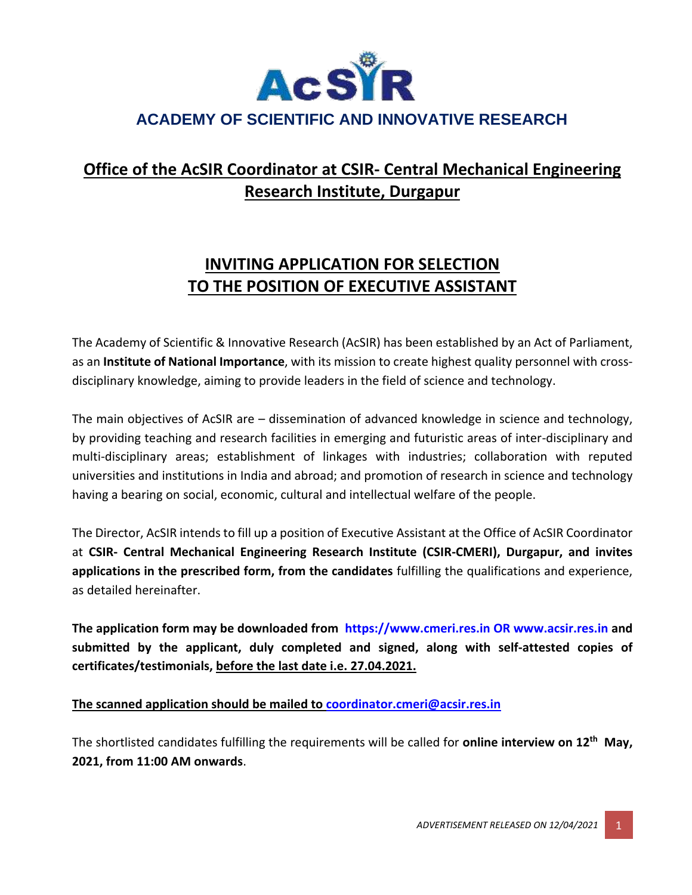# ACADEMY OF SCIENTIFIC AND INNOVATIVE RESEARCH

## Office of the AcSIR Coordinator at CSIR- Central Mechanical Engineering Research Institute, Durgapur

## INVITING APPLICATION FOR SELECTION TO THE POSITION OF EXECUTIVE ASSISTANT

The Academy of Scientific & Innovative Research (AcSIR) has been established by an Act of Parliament, as an **Institute of National Importance**, with its mission to create highest quality personnel with cross-disciplinary knowledge, aiming to provide leaders in the field of science and technology.

The main objectives of AcSIR are – dissemination of advanced knowledge in science and technology, by providing teaching and research facilities in emerging and futuristic areas of inter-disciplinary and multi-disciplinary areas; establishment of linkages with industries; collaboration with reputed universities and institutions in India and abroad; and promotion of research in science and technology having a bearing on social, economic, cultural and intellectual welfare of the people.

The Director, AcSIR intends to fill up a position of Executive Assistant at the Office of AcSIR Coordinator at **CSIR- Central Mechanical Engineering Research Institute (CSIR-CMERI), Durgapur, and invites applications in the prescribed form, from the candidates** fulfilling the qualifications and experience, as detailed hereinafter.

**The application form may be downloaded from https://www.cmeri.res.in OR www.acsir.res.in and submitted by the applicant, duly completed and signed, along with self-attested copies of certificates/testimonials, before the last date i.e. 27.04.2021.**

**The scanned application should be mailed to coordinator.cmeri@acsir.res.in**

The shortlisted candidates fulfilling the requirements will be called for **online interview on 12th May, 2021, from 11:00 AM onwards**.

*ADVERTISEMENT RELEASED ON 12/04/2021*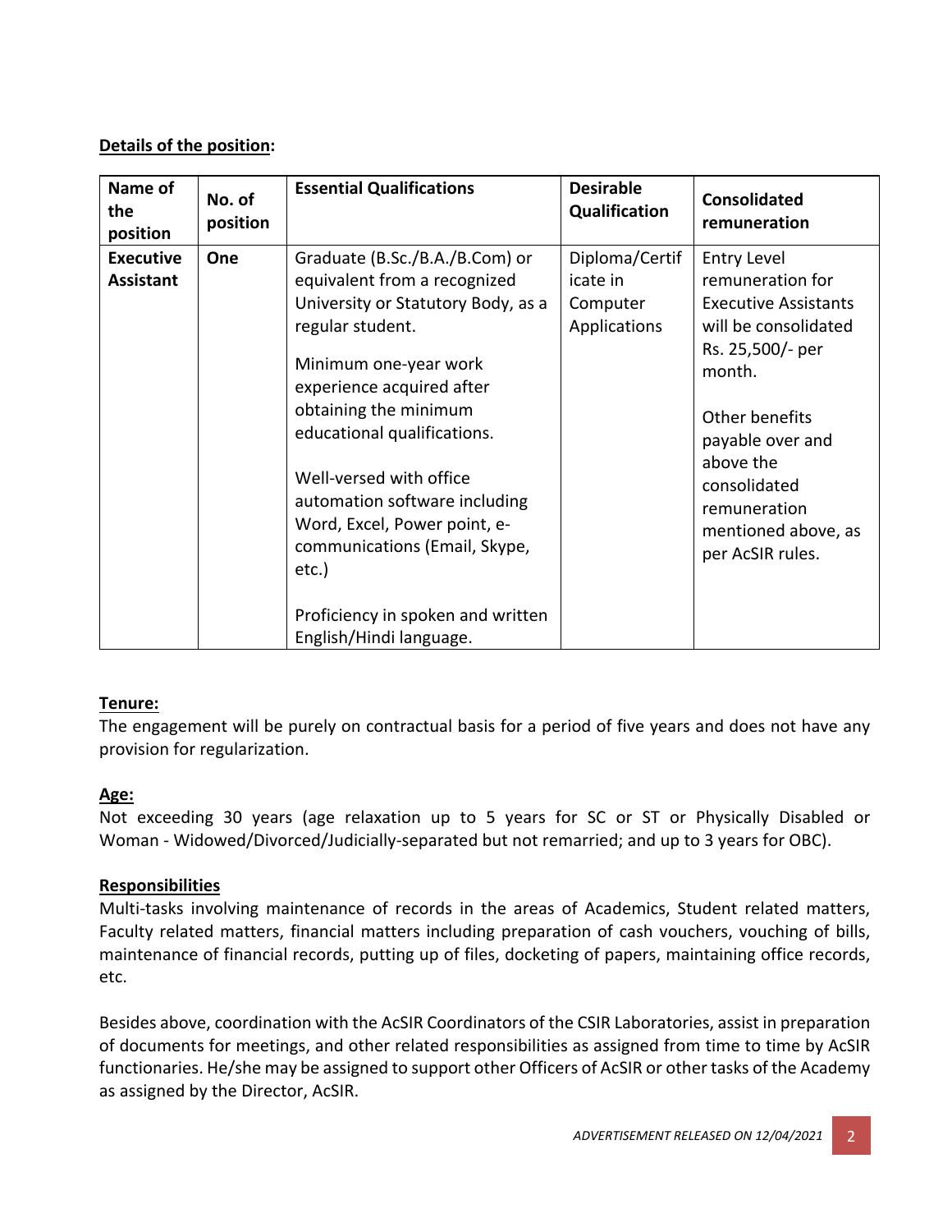**Details of the position:**

| Name of the position | No. of position | Essential Qualifications | Desirable Qualification | Consolidated remuneration |
|---|---|---|---|---|
| **Executive Assistant** | **One** | Graduate (B.Sc./B.A./B.Com) or equivalent from a recognized University or Statutory Body, as a regular student.<br><br>Minimum one-year work experience acquired after obtaining the minimum educational qualifications.<br><br>Well-versed with office automation software including Word, Excel, Power point, e-communications (Email, Skype, etc.)<br><br>Proficiency in spoken and written English/Hindi language. | Diploma/Certificate in Computer Applications | Entry Level remuneration for Executive Assistants will be consolidated Rs. 25,500/- per month.<br><br>Other benefits payable over and above the consolidated remuneration mentioned above, as per AcSIR rules. |

**Tenure:**

The engagement will be purely on contractual basis for a period of five years and does not have any provision for regularization.

**Age:**

Not exceeding 30 years (age relaxation up to 5 years for SC or ST or Physically Disabled or Woman - Widowed/Divorced/Judicially-separated but not remarried; and up to 3 years for OBC).

**Responsibilities**

Multi-tasks involving maintenance of records in the areas of Academics, Student related matters, Faculty related matters, financial matters including preparation of cash vouchers, vouching of bills, maintenance of financial records, putting up of files, docketing of papers, maintaining office records, etc.

Besides above, coordination with the AcSIR Coordinators of the CSIR Laboratories, assist in preparation of documents for meetings, and other related responsibilities as assigned from time to time by AcSIR functionaries. He/she may be assigned to support other Officers of AcSIR or other tasks of the Academy as assigned by the Director, AcSIR.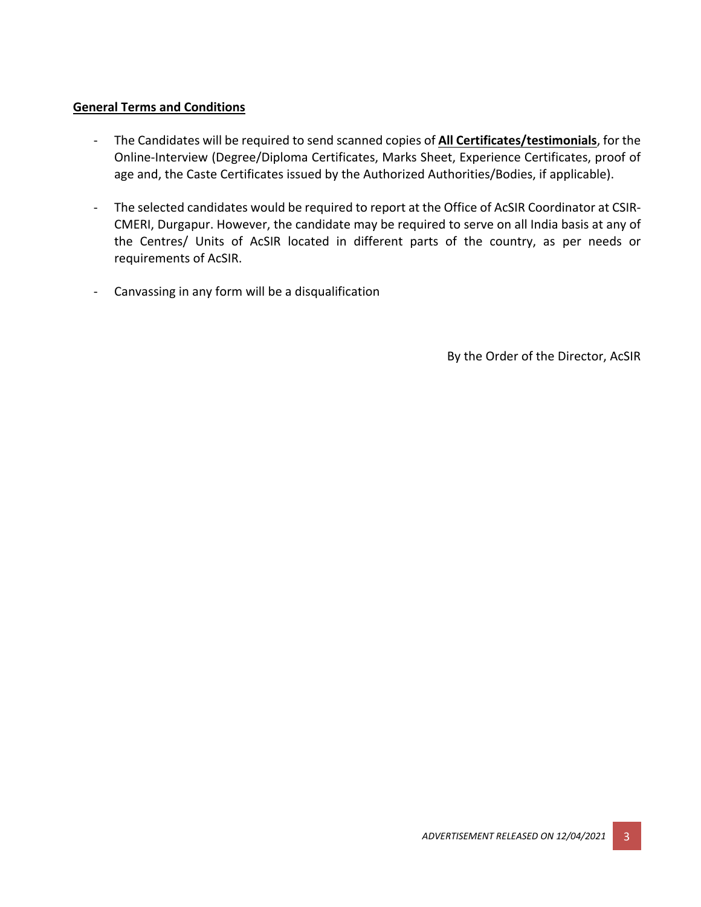**General Terms and Conditions**

- The Candidates will be required to send scanned copies of **All Certificates/testimonials**, for the Online-Interview (Degree/Diploma Certificates, Marks Sheet, Experience Certificates, proof of age and, the Caste Certificates issued by the Authorized Authorities/Bodies, if applicable).

- The selected candidates would be required to report at the Office of AcSIR Coordinator at CSIR-CMERI, Durgapur. However, the candidate may be required to serve on all India basis at any of the Centres/ Units of AcSIR located in different parts of the country, as per needs or requirements of AcSIR.

- Canvassing in any form will be a disqualification

By the Order of the Director, AcSIR

*ADVERTISEMENT RELEASED ON 12/04/2021*